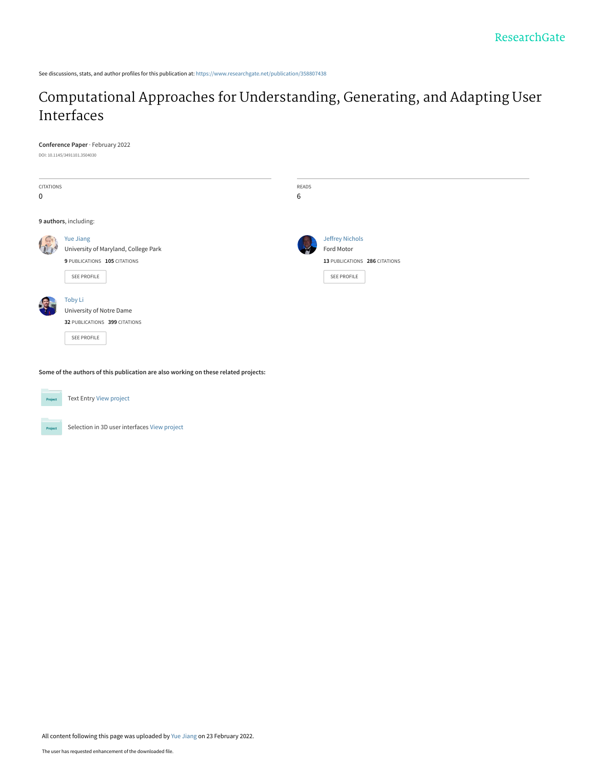ResearchGate

See discussions, stats, and author profiles for this publication at: https://www.researchgate.net/publication/358807438

# Computational Approaches for Understanding, Generating, and Adapting User Interfaces

**Conference Paper** · February 2022

DOI: 10.1145/3491101.3504030

| CITATIONS | READS |
|---|---|
| 0 | 6 |

**9 authors**, including:

Yue Jiang
University of Maryland, College Park
**9** PUBLICATIONS **105** CITATIONS
SEE PROFILE

Jeffrey Nichols
Ford Motor
**13** PUBLICATIONS **286** CITATIONS
SEE PROFILE

Toby Li
University of Notre Dame
**32** PUBLICATIONS **399** CITATIONS
SEE PROFILE

**Some of the authors of this publication are also working on these related projects:**

Text Entry View project

Selection in 3D user interfaces View project

All content following this page was uploaded by Yue Jiang on 23 February 2022.

The user has requested enhancement of the downloaded file.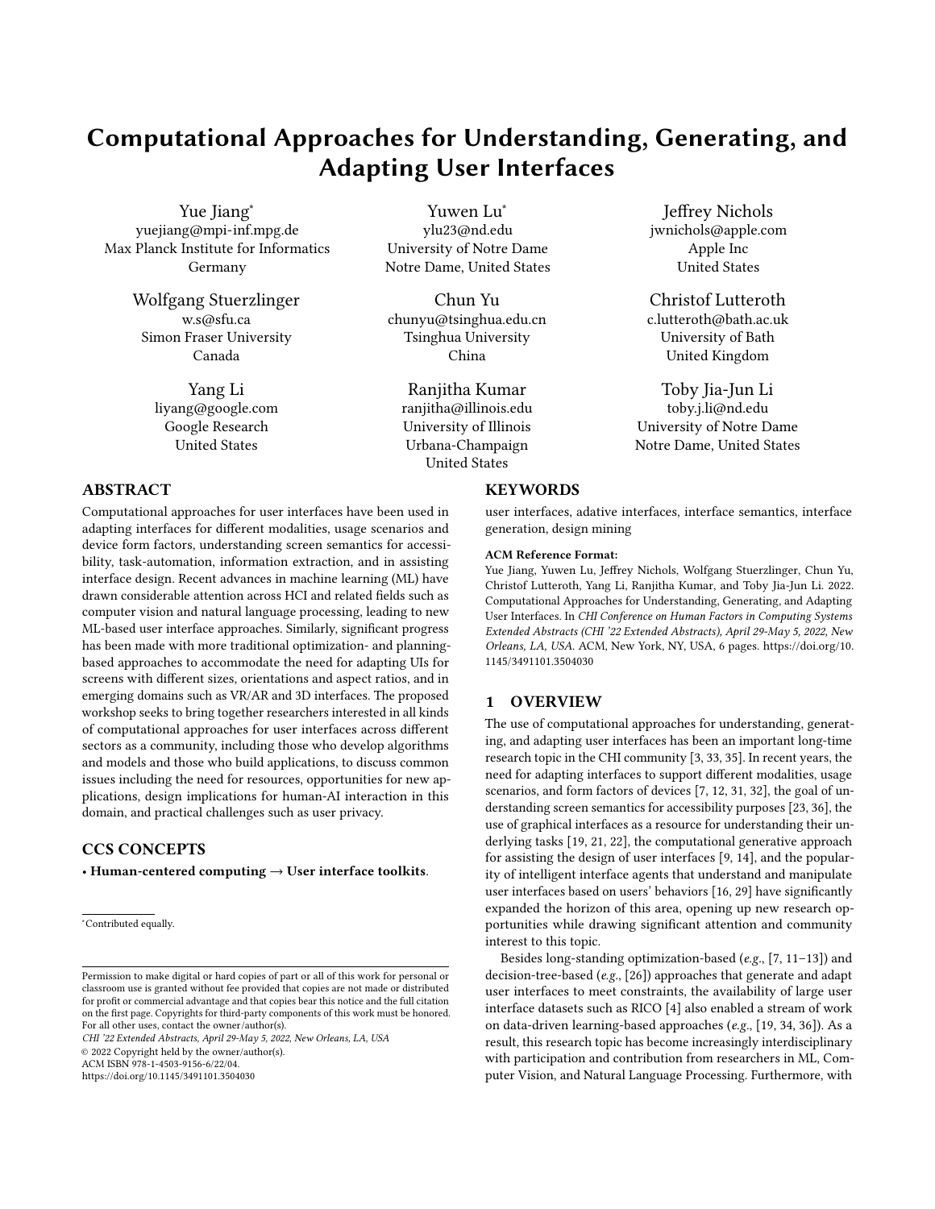# Computational Approaches for Understanding, Generating, and Adapting User Interfaces

Yue Jiang[*]
yuejiang@mpi-inf.mpg.de
Max Planck Institute for Informatics
Germany

Yuwen Lu[*]
ylu23@nd.edu
University of Notre Dame
Notre Dame, United States

Jeffrey Nichols
jwnichols@apple.com
Apple Inc
United States

Wolfgang Stuerzlinger
w.s@sfu.ca
Simon Fraser University
Canada

Chun Yu
chunyu@tsinghua.edu.cn
Tsinghua University
China

Christof Lutteroth
c.lutteroth@bath.ac.uk
University of Bath
United Kingdom

Yang Li
liyang@google.com
Google Research
United States

Ranjitha Kumar
ranjitha@illinois.edu
University of Illinois
Urbana-Champaign
United States

Toby Jia-Jun Li
toby.j.li@nd.edu
University of Notre Dame
Notre Dame, United States

## ABSTRACT

Computational approaches for user interfaces have been used in adapting interfaces for different modalities, usage scenarios and device form factors, understanding screen semantics for accessibility, task-automation, information extraction, and in assisting interface design. Recent advances in machine learning (ML) have drawn considerable attention across HCI and related fields such as computer vision and natural language processing, leading to new ML-based user interface approaches. Similarly, significant progress has been made with more traditional optimization- and planning-based approaches to accommodate the need for adapting UIs for screens with different sizes, orientations and aspect ratios, and in emerging domains such as VR/AR and 3D interfaces. The proposed workshop seeks to bring together researchers interested in all kinds of computational approaches for user interfaces across different sectors as a community, including those who develop algorithms and models and those who build applications, to discuss common issues including the need for resources, opportunities for new applications, design implications for human-AI interaction in this domain, and practical challenges such as user privacy.

## CCS CONCEPTS

• **Human-centered computing → User interface toolkits**.

## KEYWORDS

user interfaces, adative interfaces, interface semantics, interface generation, design mining

**ACM Reference Format:**
Yue Jiang, Yuwen Lu, Jeffrey Nichols, Wolfgang Stuerzlinger, Chun Yu, Christof Lutteroth, Yang Li, Ranjitha Kumar, and Toby Jia-Jun Li. 2022. Computational Approaches for Understanding, Generating, and Adapting User Interfaces. In *CHI Conference on Human Factors in Computing Systems Extended Abstracts (CHI '22 Extended Abstracts), April 29-May 5, 2022, New Orleans, LA, USA.* ACM, New York, NY, USA, 6 pages. https://doi.org/10.1145/3491101.3504030

## 1 OVERVIEW

The use of computational approaches for understanding, generating, and adapting user interfaces has been an important long-time research topic in the CHI community [3, 33, 35]. In recent years, the need for adapting interfaces to support different modalities, usage scenarios, and form factors of devices [7, 12, 31, 32], the goal of understanding screen semantics for accessibility purposes [23, 36], the use of graphical interfaces as a resource for understanding their underlying tasks [19, 21, 22], the computational generative approach for assisting the design of user interfaces [9, 14], and the popularity of intelligent interface agents that understand and manipulate user interfaces based on users' behaviors [16, 29] have significantly expanded the horizon of this area, opening up new research opportunities while drawing significant attention and community interest to this topic.

Besides long-standing optimization-based (*e.g.*, [7, 11–13]) and decision-tree-based (*e.g.*, [26]) approaches that generate and adapt user interfaces to meet constraints, the availability of large user interface datasets such as RICO [4] also enabled a stream of work on data-driven learning-based approaches (*e.g.*, [19, 34, 36]). As a result, this research topic has become increasingly interdisciplinary with participation and contribution from researchers in ML, Computer Vision, and Natural Language Processing. Furthermore, with

[*]Contributed equally.

Permission to make digital or hard copies of part or all of this work for personal or classroom use is granted without fee provided that copies are not made or distributed for profit or commercial advantage and that copies bear this notice and the full citation on the first page. Copyrights for third-party components of this work must be honored. For all other uses, contact the owner/author(s).
*CHI '22 Extended Abstracts, April 29-May 5, 2022, New Orleans, LA, USA*
© 2022 Copyright held by the owner/author(s).
ACM ISBN 978-1-4503-9156-6/22/04.
https://doi.org/10.1145/3491101.3504030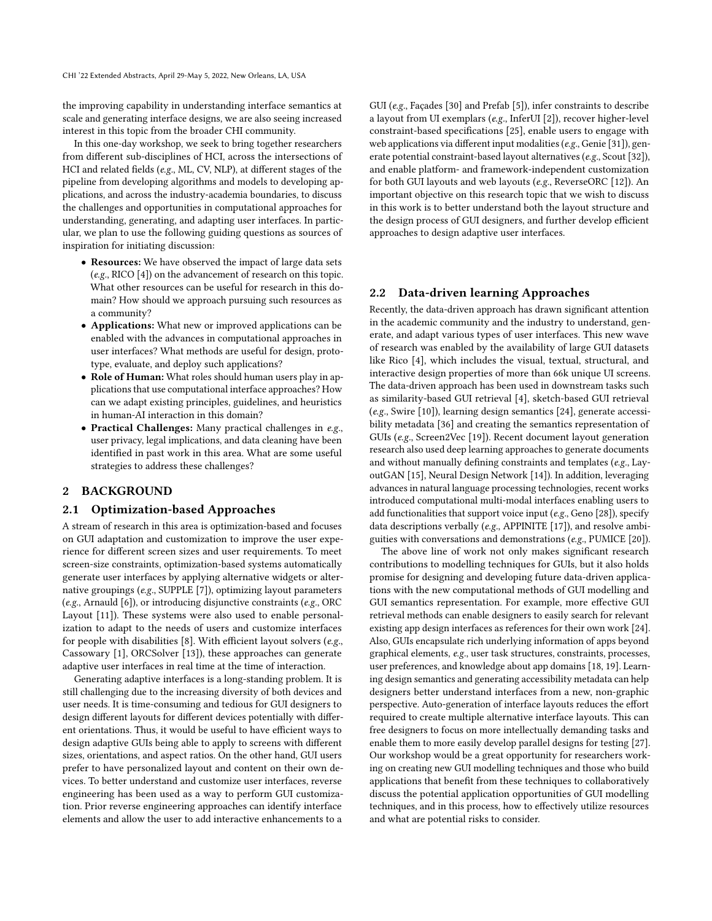the improving capability in understanding interface semantics at scale and generating interface designs, we are also seeing increased interest in this topic from the broader CHI community.

In this one-day workshop, we seek to bring together researchers from different sub-disciplines of HCI, across the intersections of HCI and related fields (*e.g.*, ML, CV, NLP), at different stages of the pipeline from developing algorithms and models to developing applications, and across the industry-academia boundaries, to discuss the challenges and opportunities in computational approaches for understanding, generating, and adapting user interfaces. In particular, we plan to use the following guiding questions as sources of inspiration for initiating discussion:

- **Resources:** We have observed the impact of large data sets (*e.g.*, RICO [4]) on the advancement of research on this topic. What other resources can be useful for research in this domain? How should we approach pursuing such resources as a community?
- **Applications:** What new or improved applications can be enabled with the advances in computational approaches in user interfaces? What methods are useful for design, prototype, evaluate, and deploy such applications?
- **Role of Human:** What roles should human users play in applications that use computational interface approaches? How can we adapt existing principles, guidelines, and heuristics in human-AI interaction in this domain?
- **Practical Challenges:** Many practical challenges in *e.g.*, user privacy, legal implications, and data cleaning have been identified in past work in this area. What are some useful strategies to address these challenges?

## 2 BACKGROUND

### 2.1 Optimization-based Approaches

A stream of research in this area is optimization-based and focuses on GUI adaptation and customization to improve the user experience for different screen sizes and user requirements. To meet screen-size constraints, optimization-based systems automatically generate user interfaces by applying alternative widgets or alternative groupings (*e.g.*, SUPPLE [7]), optimizing layout parameters (*e.g.*, Arnauld [6]), or introducing disjunctive constraints (*e.g.*, ORC Layout [11]). These systems were also used to enable personalization to adapt to the needs of users and customize interfaces for people with disabilities [8]. With efficient layout solvers (*e.g.*, Cassowary [1], ORCSolver [13]), these approaches can generate adaptive user interfaces in real time at the time of interaction.

Generating adaptive interfaces is a long-standing problem. It is still challenging due to the increasing diversity of both devices and user needs. It is time-consuming and tedious for GUI designers to design different layouts for different devices potentially with different orientations. Thus, it would be useful to have efficient ways to design adaptive GUIs being able to apply to screens with different sizes, orientations, and aspect ratios. On the other hand, GUI users prefer to have personalized layout and content on their own devices. To better understand and customize user interfaces, reverse engineering has been used as a way to perform GUI customization. Prior reverse engineering approaches can identify interface elements and allow the user to add interactive enhancements to a GUI (*e.g.*, Façades [30] and Prefab [5]), infer constraints to describe a layout from UI exemplars (*e.g.*, InferUI [2]), recover higher-level constraint-based specifications [25], enable users to engage with web applications via different input modalities (*e.g.*, Genie [31]), generate potential constraint-based layout alternatives (*e.g.*, Scout [32]), and enable platform- and framework-independent customization for both GUI layouts and web layouts (*e.g.*, ReverseORC [12]). An important objective on this research topic that we wish to discuss in this work is to better understand both the layout structure and the design process of GUI designers, and further develop efficient approaches to design adaptive user interfaces.

### 2.2 Data-driven learning Approaches

Recently, the data-driven approach has drawn significant attention in the academic community and the industry to understand, generate, and adapt various types of user interfaces. This new wave of research was enabled by the availability of large GUI datasets like Rico [4], which includes the visual, textual, structural, and interactive design properties of more than 66k unique UI screens. The data-driven approach has been used in downstream tasks such as similarity-based GUI retrieval [4], sketch-based GUI retrieval (*e.g.*, Swire [10]), learning design semantics [24], generate accessibility metadata [36] and creating the semantics representation of GUIs (*e.g.*, Screen2Vec [19]). Recent document layout generation research also used deep learning approaches to generate documents and without manually defining constraints and templates (*e.g.*, LayoutGAN [15], Neural Design Network [14]). In addition, leveraging advances in natural language processing technologies, recent works introduced computational multi-modal interfaces enabling users to add functionalities that support voice input (*e.g.*, Geno [28]), specify data descriptions verbally (*e.g.*, APPINITE [17]), and resolve ambiguities with conversations and demonstrations (*e.g.*, PUMICE [20]).

The above line of work not only makes significant research contributions to modelling techniques for GUIs, but it also holds promise for designing and developing future data-driven applications with the new computational methods of GUI modelling and GUI semantics representation. For example, more effective GUI retrieval methods can enable designers to easily search for relevant existing app design interfaces as references for their own work [24]. Also, GUIs encapsulate rich underlying information of apps beyond graphical elements, *e.g.*, user task structures, constraints, processes, user preferences, and knowledge about app domains [18, 19]. Learning design semantics and generating accessibility metadata can help designers better understand interfaces from a new, non-graphic perspective. Auto-generation of interface layouts reduces the effort required to create multiple alternative interface layouts. This can free designers to focus on more intellectually demanding tasks and enable them to more easily develop parallel designs for testing [27]. Our workshop would be a great opportunity for researchers working on creating new GUI modelling techniques and those who build applications that benefit from these techniques to collaboratively discuss the potential application opportunities of GUI modelling techniques, and in this process, how to effectively utilize resources and what are potential risks to consider.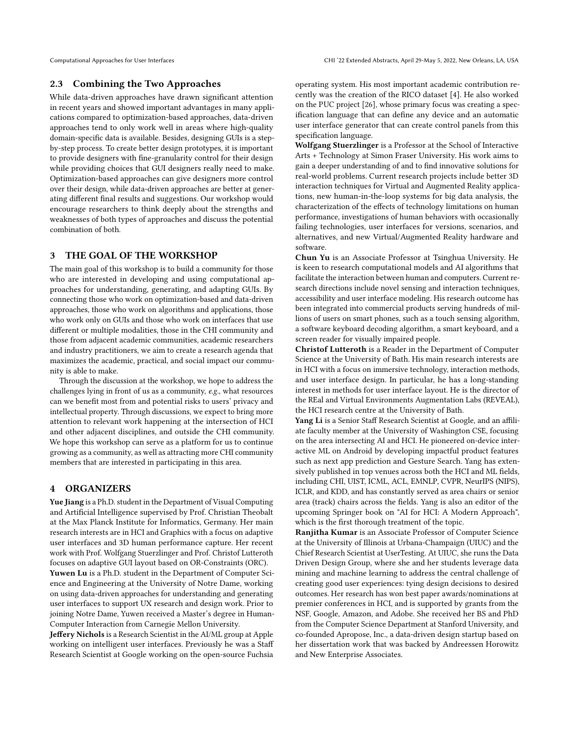### 2.3 Combining the Two Approaches

While data-driven approaches have drawn significant attention in recent years and showed important advantages in many applications compared to optimization-based approaches, data-driven approaches tend to only work well in areas where high-quality domain-specific data is available. Besides, designing GUIs is a step-by-step process. To create better design prototypes, it is important to provide designers with fine-granularity control for their design while providing choices that GUI designers really need to make. Optimization-based approaches can give designers more control over their design, while data-driven approaches are better at generating different final results and suggestions. Our workshop would encourage researchers to think deeply about the strengths and weaknesses of both types of approaches and discuss the potential combination of both.

## 3 THE GOAL OF THE WORKSHOP

The main goal of this workshop is to build a community for those who are interested in developing and using computational approaches for understanding, generating, and adapting GUIs. By connecting those who work on optimization-based and data-driven approaches, those who work on algorithms and applications, those who work only on GUIs and those who work on interfaces that use different or multiple modalities, those in the CHI community and those from adjacent academic communities, academic researchers and industry practitioners, we aim to create a research agenda that maximizes the academic, practical, and social impact our community is able to make.

Through the discussion at the workshop, we hope to address the challenges lying in front of us as a community, *e.g.*, what resources can we benefit most from and potential risks to users' privacy and intellectual property. Through discussions, we expect to bring more attention to relevant work happening at the intersection of HCI and other adjacent disciplines, and outside the CHI community. We hope this workshop can serve as a platform for us to continue growing as a community, as well as attracting more CHI community members that are interested in participating in this area.

## 4 ORGANIZERS

**Yue Jiang** is a Ph.D. student in the Department of Visual Computing and Artificial Intelligence supervised by Prof. Christian Theobalt at the Max Planck Institute for Informatics, Germany. Her main research interests are in HCI and Graphics with a focus on adaptive user interfaces and 3D human performance capture. Her recent work with Prof. Wolfgang Stuerzlinger and Prof. Christof Lutteroth focuses on adaptive GUI layout based on OR-Constraints (ORC).

**Yuwen Lu** is a Ph.D. student in the Department of Computer Science and Engineering at the University of Notre Dame, working on using data-driven approaches for understanding and generating user interfaces to support UX research and design work. Prior to joining Notre Dame, Yuwen received a Master's degree in Human-Computer Interaction from Carnegie Mellon University.

**Jeffery Nichols** is a Research Scientist in the AI/ML group at Apple working on intelligent user interfaces. Previously he was a Staff Research Scientist at Google working on the open-source Fuchsia operating system. His most important academic contribution recently was the creation of the RICO dataset [4]. He also worked on the PUC project [26], whose primary focus was creating a specification language that can define any device and an automatic user interface generator that can create control panels from this specification language.

**Wolfgang Stuerzlinger** is a Professor at the School of Interactive Arts + Technology at Simon Fraser University. His work aims to gain a deeper understanding of and to find innovative solutions for real-world problems. Current research projects include better 3D interaction techniques for Virtual and Augmented Reality applications, new human-in-the-loop systems for big data analysis, the characterization of the effects of technology limitations on human performance, investigations of human behaviors with occasionally failing technologies, user interfaces for versions, scenarios, and alternatives, and new Virtual/Augmented Reality hardware and software.

**Chun Yu** is an Associate Professor at Tsinghua University. He is keen to research computational models and AI algorithms that facilitate the interaction between human and computers. Current research directions include novel sensing and interaction techniques, accessibility and user interface modeling. His research outcome has been integrated into commercial products serving hundreds of millions of users on smart phones, such as a touch sensing algorithm, a software keyboard decoding algorithm, a smart keyboard, and a screen reader for visually impaired people.

**Christof Lutteroth** is a Reader in the Department of Computer Science at the University of Bath. His main research interests are in HCI with a focus on immersive technology, interaction methods, and user interface design. In particular, he has a long-standing interest in methods for user interface layout. He is the director of the REal and Virtual Environments Augmentation Labs (REVEAL), the HCI research centre at the University of Bath.

**Yang Li** is a Senior Staff Research Scientist at Google, and an affiliate faculty member at the University of Washington CSE, focusing on the area intersecting AI and HCI. He pioneered on-device interactive ML on Android by developing impactful product features such as next app prediction and Gesture Search. Yang has extensively published in top venues across both the HCI and ML fields, including CHI, UIST, ICML, ACL, EMNLP, CVPR, NeurIPS (NIPS), ICLR, and KDD, and has constantly served as area chairs or senior area (track) chairs across the fields. Yang is also an editor of the upcoming Springer book on "AI for HCI: A Modern Approach", which is the first thorough treatment of the topic.

**Ranjitha Kumar** is an Associate Professor of Computer Science at the University of Illinois at Urbana-Champaign (UIUC) and the Chief Research Scientist at UserTesting. At UIUC, she runs the Data Driven Design Group, where she and her students leverage data mining and machine learning to address the central challenge of creating good user experiences: tying design decisions to desired outcomes. Her research has won best paper awards/nominations at premier conferences in HCI, and is supported by grants from the NSF, Google, Amazon, and Adobe. She received her BS and PhD from the Computer Science Department at Stanford University, and co-founded Apropose, Inc., a data-driven design startup based on her dissertation work that was backed by Andreessen Horowitz and New Enterprise Associates.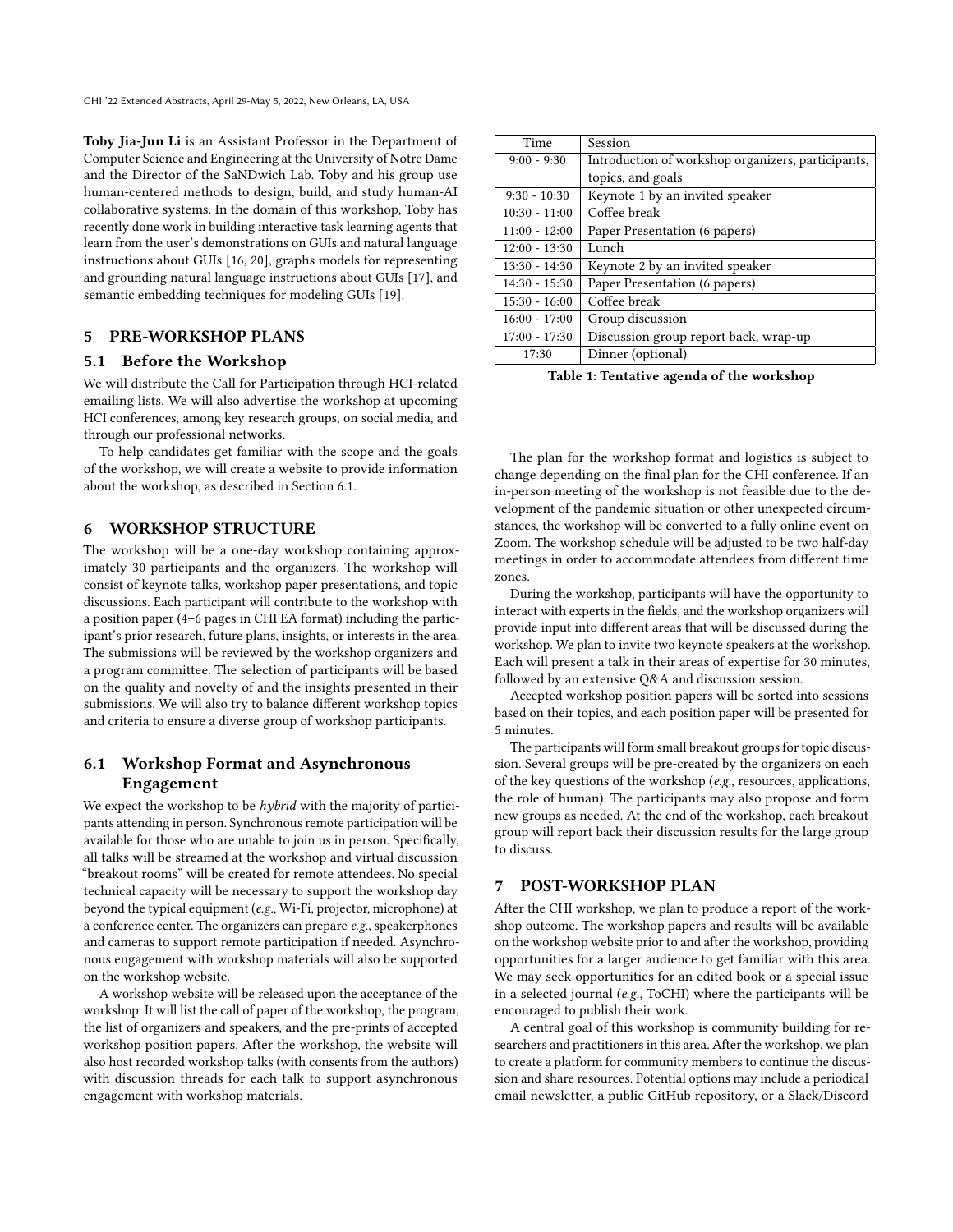**Toby Jia-Jun Li** is an Assistant Professor in the Department of Computer Science and Engineering at the University of Notre Dame and the Director of the SaNDwich Lab. Toby and his group use human-centered methods to design, build, and study human-AI collaborative systems. In the domain of this workshop, Toby has recently done work in building interactive task learning agents that learn from the user's demonstrations on GUIs and natural language instructions about GUIs [16, 20], graphs models for representing and grounding natural language instructions about GUIs [17], and semantic embedding techniques for modeling GUIs [19].

## 5 PRE-WORKSHOP PLANS

### 5.1 Before the Workshop

We will distribute the Call for Participation through HCI-related emailing lists. We will also advertise the workshop at upcoming HCI conferences, among key research groups, on social media, and through our professional networks.

To help candidates get familiar with the scope and the goals of the workshop, we will create a website to provide information about the workshop, as described in Section 6.1.

## 6 WORKSHOP STRUCTURE

The workshop will be a one-day workshop containing approximately 30 participants and the organizers. The workshop will consist of keynote talks, workshop paper presentations, and topic discussions. Each participant will contribute to the workshop with a position paper (4–6 pages in CHI EA format) including the participant's prior research, future plans, insights, or interests in the area. The submissions will be reviewed by the workshop organizers and a program committee. The selection of participants will be based on the quality and novelty of and the insights presented in their submissions. We will also try to balance different workshop topics and criteria to ensure a diverse group of workshop participants.

### 6.1 Workshop Format and Asynchronous Engagement

We expect the workshop to be *hybrid* with the majority of participants attending in person. Synchronous remote participation will be available for those who are unable to join us in person. Specifically, all talks will be streamed at the workshop and virtual discussion "breakout rooms" will be created for remote attendees. No special technical capacity will be necessary to support the workshop day beyond the typical equipment (*e.g.*, Wi-Fi, projector, microphone) at a conference center. The organizers can prepare *e.g.*, speakerphones and cameras to support remote participation if needed. Asynchronous engagement with workshop materials will also be supported on the workshop website.

A workshop website will be released upon the acceptance of the workshop. It will list the call of paper of the workshop, the program, the list of organizers and speakers, and the pre-prints of accepted workshop position papers. After the workshop, the website will also host recorded workshop talks (with consents from the authors) with discussion threads for each talk to support asynchronous engagement with workshop materials.

| Time | Session |
|---|---|
| 9:00 - 9:30 | Introduction of workshop organizers, participants, topics, and goals |
| 9:30 - 10:30 | Keynote 1 by an invited speaker |
| 10:30 - 11:00 | Coffee break |
| 11:00 - 12:00 | Paper Presentation (6 papers) |
| 12:00 - 13:30 | Lunch |
| 13:30 - 14:30 | Keynote 2 by an invited speaker |
| 14:30 - 15:30 | Paper Presentation (6 papers) |
| 15:30 - 16:00 | Coffee break |
| 16:00 - 17:00 | Group discussion |
| 17:00 - 17:30 | Discussion group report back, wrap-up |
| 17:30 | Dinner (optional) |

**Table 1: Tentative agenda of the workshop**

The plan for the workshop format and logistics is subject to change depending on the final plan for the CHI conference. If an in-person meeting of the workshop is not feasible due to the development of the pandemic situation or other unexpected circumstances, the workshop will be converted to a fully online event on Zoom. The workshop schedule will be adjusted to be two half-day meetings in order to accommodate attendees from different time zones.

During the workshop, participants will have the opportunity to interact with experts in the fields, and the workshop organizers will provide input into different areas that will be discussed during the workshop. We plan to invite two keynote speakers at the workshop. Each will present a talk in their areas of expertise for 30 minutes, followed by an extensive Q&A and discussion session.

Accepted workshop position papers will be sorted into sessions based on their topics, and each position paper will be presented for 5 minutes.

The participants will form small breakout groups for topic discussion. Several groups will be pre-created by the organizers on each of the key questions of the workshop (*e.g.*, resources, applications, the role of human). The participants may also propose and form new groups as needed. At the end of the workshop, each breakout group will report back their discussion results for the large group to discuss.

## 7 POST-WORKSHOP PLAN

After the CHI workshop, we plan to produce a report of the workshop outcome. The workshop papers and results will be available on the workshop website prior to and after the workshop, providing opportunities for a larger audience to get familiar with this area. We may seek opportunities for an edited book or a special issue in a selected journal (*e.g.*, ToCHI) where the participants will be encouraged to publish their work.

A central goal of this workshop is community building for researchers and practitioners in this area. After the workshop, we plan to create a platform for community members to continue the discussion and share resources. Potential options may include a periodical email newsletter, a public GitHub repository, or a Slack/Discord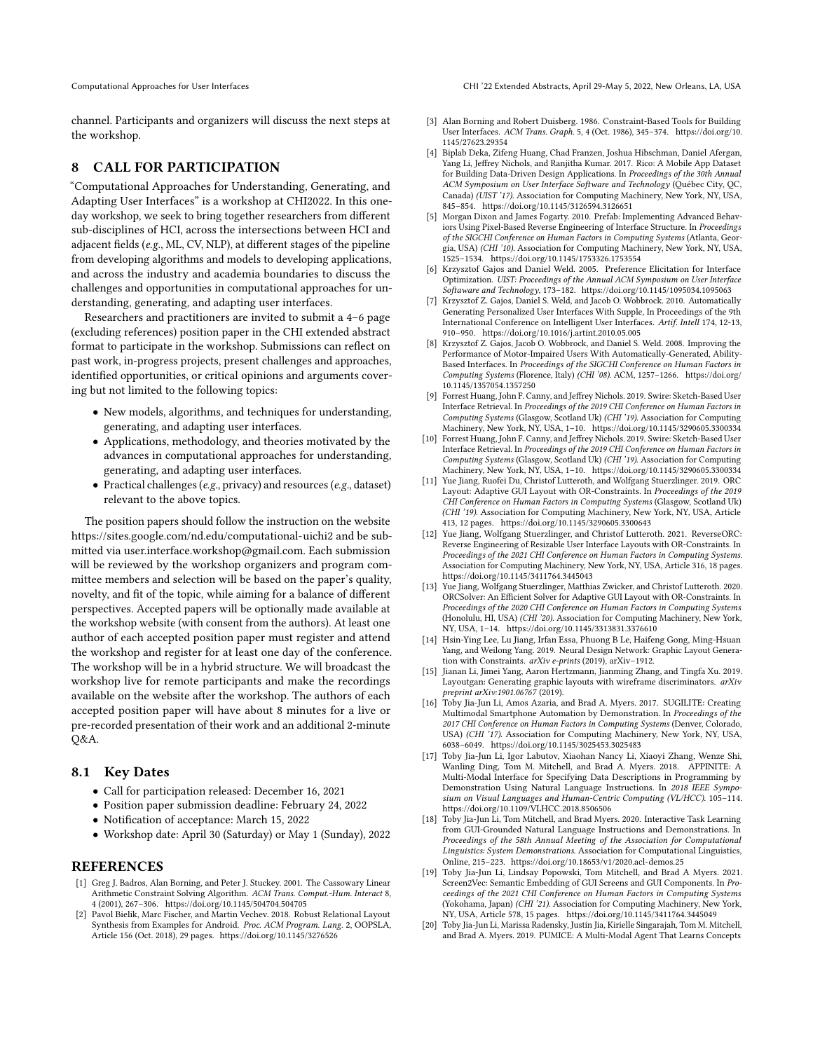channel. Participants and organizers will discuss the next steps at the workshop.

## 8 CALL FOR PARTICIPATION

"Computational Approaches for Understanding, Generating, and Adapting User Interfaces" is a workshop at CHI2022. In this one-day workshop, we seek to bring together researchers from different sub-disciplines of HCI, across the intersections between HCI and adjacent fields (*e.g.*, ML, CV, NLP), at different stages of the pipeline from developing algorithms and models to developing applications, and across the industry and academia boundaries to discuss the challenges and opportunities in computational approaches for understanding, generating, and adapting user interfaces.

Researchers and practitioners are invited to submit a 4–6 page (excluding references) position paper in the CHI extended abstract format to participate in the workshop. Submissions can reflect on past work, in-progress projects, present challenges and approaches, identified opportunities, or critical opinions and arguments covering but not limited to the following topics:

- New models, algorithms, and techniques for understanding, generating, and adapting user interfaces.
- Applications, methodology, and theories motivated by the advances in computational approaches for understanding, generating, and adapting user interfaces.
- Practical challenges (*e.g.*, privacy) and resources (*e.g.*, dataset) relevant to the above topics.

The position papers should follow the instruction on the website https://sites.google.com/nd.edu/computational-uichi2 and be submitted via user.interface.workshop@gmail.com. Each submission will be reviewed by the workshop organizers and program committee members and selection will be based on the paper's quality, novelty, and fit of the topic, while aiming for a balance of different perspectives. Accepted papers will be optionally made available at the workshop website (with consent from the authors). At least one author of each accepted position paper must register and attend the workshop and register for at least one day of the conference. The workshop will be in a hybrid structure. We will broadcast the workshop live for remote participants and make the recordings available on the website after the workshop. The authors of each accepted position paper will have about 8 minutes for a live or pre-recorded presentation of their work and an additional 2-minute Q&A.

### 8.1 Key Dates

- Call for participation released: December 16, 2021
- Position paper submission deadline: February 24, 2022
- Notification of acceptance: March 15, 2022
- Workshop date: April 30 (Saturday) or May 1 (Sunday), 2022

## REFERENCES

[1] Greg J. Badros, Alan Borning, and Peter J. Stuckey. 2001. The Cassowary Linear Arithmetic Constraint Solving Algorithm. *ACM Trans. Comput.-Hum. Interact* 8, 4 (2001), 267–306. https://doi.org/10.1145/504704.504705

[2] Pavol Bielik, Marc Fischer, and Martin Vechev. 2018. Robust Relational Layout Synthesis from Examples for Android. *Proc. ACM Program. Lang.* 2, OOPSLA, Article 156 (Oct. 2018), 29 pages. https://doi.org/10.1145/3276526

[3] Alan Borning and Robert Duisberg. 1986. Constraint-Based Tools for Building User Interfaces. *ACM Trans. Graph.* 5, 4 (Oct. 1986), 345–374. https://doi.org/10.1145/27623.29354

[4] Biplab Deka, Zifeng Huang, Chad Franzen, Joshua Hibschman, Daniel Afergan, Yang Li, Jeffrey Nichols, and Ranjitha Kumar. 2017. Rico: A Mobile App Dataset for Building Data-Driven Design Applications. In *Proceedings of the 30th Annual ACM Symposium on User Interface Software and Technology* (Québec City, QC, Canada) *(UIST '17)*. Association for Computing Machinery, New York, NY, USA, 845–854. https://doi.org/10.1145/3126594.3126651

[5] Morgan Dixon and James Fogarty. 2010. Prefab: Implementing Advanced Behaviors Using Pixel-Based Reverse Engineering of Interface Structure. In *Proceedings of the SIGCHI Conference on Human Factors in Computing Systems* (Atlanta, Georgia, USA) *(CHI '10)*. Association for Computing Machinery, New York, NY, USA, 1525–1534. https://doi.org/10.1145/1753326.1753554

[6] Krzysztof Gajos and Daniel Weld. 2005. Preference Elicitation for Interface Optimization. *UIST: Proceedings of the Annual ACM Symposium on User Interface Softaware and Technology*, 173–182. https://doi.org/10.1145/1095034.1095063

[7] Krzysztof Z. Gajos, Daniel S. Weld, and Jacob O. Wobbrock. 2010. Automatically Generating Personalized User Interfaces With Supple, In Proceedings of the 9th International Conference on Intelligent User Interfaces. *Artif. Intell* 174, 12-13, 910–950. https://doi.org/10.1016/j.artint.2010.05.005

[8] Krzysztof Z. Gajos, Jacob O. Wobbrock, and Daniel S. Weld. 2008. Improving the Performance of Motor-Impaired Users With Automatically-Generated, Ability-Based Interfaces. In *Proceedings of the SIGCHI Conference on Human Factors in Computing Systems* (Florence, Italy) *(CHI '08)*. ACM, 1257–1266. https://doi.org/10.1145/1357054.1357250

[9] Forrest Huang, John F. Canny, and Jeffrey Nichols. 2019. Swire: Sketch-Based User Interface Retrieval. In *Proceedings of the 2019 CHI Conference on Human Factors in Computing Systems* (Glasgow, Scotland Uk) *(CHI '19)*. Association for Computing Machinery, New York, NY, USA, 1–10. https://doi.org/10.1145/3290605.3300334

[10] Forrest Huang, John F. Canny, and Jeffrey Nichols. 2019. Swire: Sketch-Based User Interface Retrieval. In *Proceedings of the 2019 CHI Conference on Human Factors in Computing Systems* (Glasgow, Scotland Uk) *(CHI '19)*. Association for Computing Machinery, New York, NY, USA, 1–10. https://doi.org/10.1145/3290605.3300334

[11] Yue Jiang, Ruofei Du, Christof Lutteroth, and Wolfgang Stuerzlinger. 2019. ORC Layout: Adaptive GUI Layout with OR-Constraints. In *Proceedings of the 2019 CHI Conference on Human Factors in Computing Systems* (Glasgow, Scotland Uk) *(CHI '19)*. Association for Computing Machinery, New York, NY, USA, Article 413, 12 pages. https://doi.org/10.1145/3290605.3300643

[12] Yue Jiang, Wolfgang Stuerzlinger, and Christof Lutteroth. 2021. ReverseORC: Reverse Engineering of Resizable User Interface Layouts with OR-Constraints. In *Proceedings of the 2021 CHI Conference on Human Factors in Computing Systems*. Association for Computing Machinery, New York, NY, USA, Article 316, 18 pages. https://doi.org/10.1145/3411764.3445043

[13] Yue Jiang, Wolfgang Stuerzlinger, Matthias Zwicker, and Christof Lutteroth. 2020. ORCSolver: An Efficient Solver for Adaptive GUI Layout with OR-Constraints. In *Proceedings of the 2020 CHI Conference on Human Factors in Computing Systems* (Honolulu, HI, USA) *(CHI '20)*. Association for Computing Machinery, New York, NY, USA, 1–14. https://doi.org/10.1145/3313831.3376610

[14] Hsin-Ying Lee, Lu Jiang, Irfan Essa, Phuong B Le, Haifeng Gong, Ming-Hsuan Yang, and Weilong Yang. 2019. Neural Design Network: Graphic Layout Generation with Constraints. *arXiv e-prints* (2019), arXiv–1912.

[15] Jianan Li, Jimei Yang, Aaron Hertzmann, Jianming Zhang, and Tingfa Xu. 2019. Layoutgan: Generating graphic layouts with wireframe discriminators. *arXiv preprint arXiv:1901.06767* (2019).

[16] Toby Jia-Jun Li, Amos Azaria, and Brad A. Myers. 2017. SUGILITE: Creating Multimodal Smartphone Automation by Demonstration. In *Proceedings of the 2017 CHI Conference on Human Factors in Computing Systems* (Denver, Colorado, USA) *(CHI '17)*. Association for Computing Machinery, New York, NY, USA, 6038–6049. https://doi.org/10.1145/3025453.3025483

[17] Toby Jia-Jun Li, Igor Labutov, Xiaohan Nancy Li, Xiaoyi Zhang, Wenze Shi, Wanling Ding, Tom M. Mitchell, and Brad A. Myers. 2018. APPINITE: A Multi-Modal Interface for Specifying Data Descriptions in Programming by Demonstration Using Natural Language Instructions. In *2018 IEEE Symposium on Visual Languages and Human-Centric Computing (VL/HCC)*. 105–114. https://doi.org/10.1109/VLHCC.2018.8506506

[18] Toby Jia-Jun Li, Tom Mitchell, and Brad Myers. 2020. Interactive Task Learning from GUI-Grounded Natural Language Instructions and Demonstrations. In *Proceedings of the 58th Annual Meeting of the Association for Computational Linguistics: System Demonstrations*. Association for Computational Linguistics, Online, 215–223. https://doi.org/10.18653/v1/2020.acl-demos.25

[19] Toby Jia-Jun Li, Lindsay Popowski, Tom Mitchell, and Brad A Myers. 2021. Screen2Vec: Semantic Embedding of GUI Screens and GUI Components. In *Proceedings of the 2021 CHI Conference on Human Factors in Computing Systems* (Yokohama, Japan) *(CHI '21)*. Association for Computing Machinery, New York, NY, USA, Article 578, 15 pages. https://doi.org/10.1145/3411764.3445049

[20] Toby Jia-Jun Li, Marissa Radensky, Justin Jia, Kirielle Singarajah, Tom M. Mitchell, and Brad A. Myers. 2019. PUMICE: A Multi-Modal Agent That Learns Concepts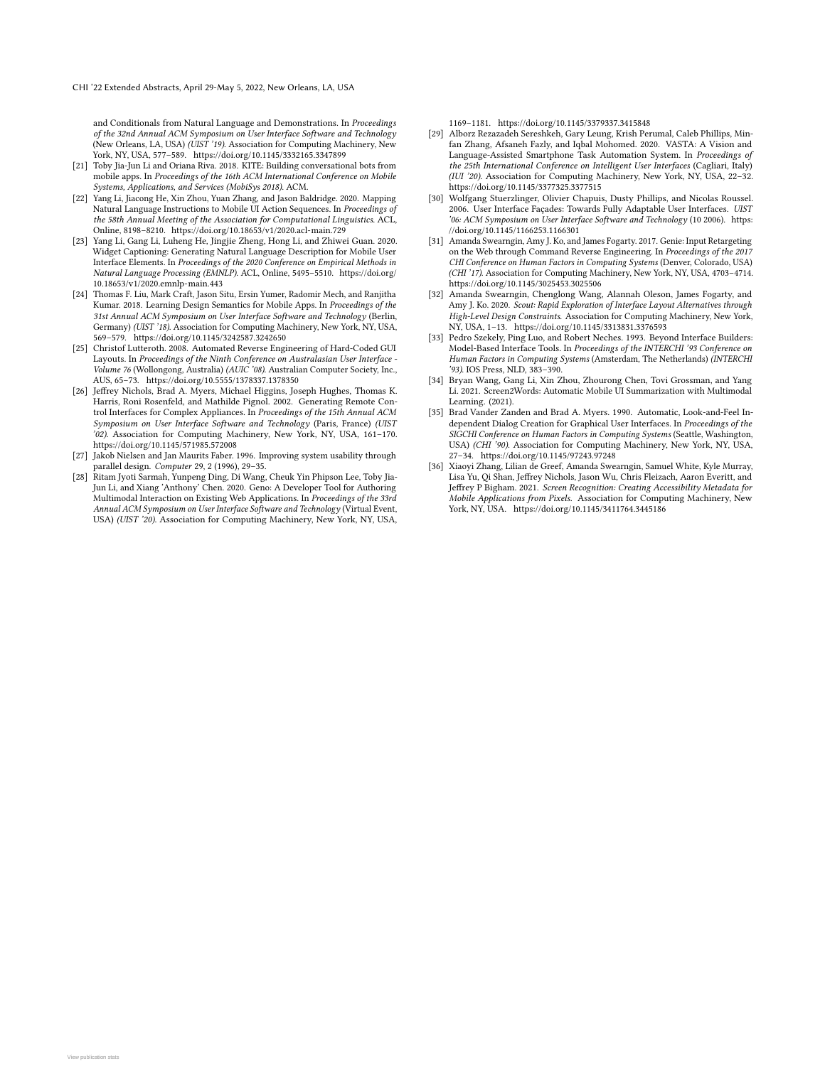and Conditionals from Natural Language and Demonstrations. In *Proceedings of the 32nd Annual ACM Symposium on User Interface Software and Technology* (New Orleans, LA, USA) *(UIST '19)*. Association for Computing Machinery, New York, NY, USA, 577–589. https://doi.org/10.1145/3332165.3347899

[21] Toby Jia-Jun Li and Oriana Riva. 2018. KITE: Building conversational bots from mobile apps. In *Proceedings of the 16th ACM International Conference on Mobile Systems, Applications, and Services (MobiSys 2018)*. ACM.

[22] Yang Li, Jiacong He, Xin Zhou, Yuan Zhang, and Jason Baldridge. 2020. Mapping Natural Language Instructions to Mobile UI Action Sequences. In *Proceedings of the 58th Annual Meeting of the Association for Computational Linguistics*. ACL, Online, 8198–8210. https://doi.org/10.18653/v1/2020.acl-main.729

[23] Yang Li, Gang Li, Luheng He, Jingjie Zheng, Hong Li, and Zhiwei Guan. 2020. Widget Captioning: Generating Natural Language Description for Mobile User Interface Elements. In *Proceedings of the 2020 Conference on Empirical Methods in Natural Language Processing (EMNLP)*. ACL, Online, 5495–5510. https://doi.org/10.18653/v1/2020.emnlp-main.443

[24] Thomas F. Liu, Mark Craft, Jason Situ, Ersin Yumer, Radomir Mech, and Ranjitha Kumar. 2018. Learning Design Semantics for Mobile Apps. In *Proceedings of the 31st Annual ACM Symposium on User Interface Software and Technology* (Berlin, Germany) *(UIST '18)*. Association for Computing Machinery, New York, NY, USA, 569–579. https://doi.org/10.1145/3242587.3242650

[25] Christof Lutteroth. 2008. Automated Reverse Engineering of Hard-Coded GUI Layouts. In *Proceedings of the Ninth Conference on Australasian User Interface - Volume 76* (Wollongong, Australia) *(AUIC '08)*. Australian Computer Society, Inc., AUS, 65–73. https://doi.org/10.5555/1378337.1378350

[26] Jeffrey Nichols, Brad A. Myers, Michael Higgins, Joseph Hughes, Thomas K. Harris, Roni Rosenfeld, and Mathilde Pignol. 2002. Generating Remote Control Interfaces for Complex Appliances. In *Proceedings of the 15th Annual ACM Symposium on User Interface Software and Technology* (Paris, France) *(UIST '02)*. Association for Computing Machinery, New York, NY, USA, 161–170. https://doi.org/10.1145/571985.572008

[27] Jakob Nielsen and Jan Maurits Faber. 1996. Improving system usability through parallel design. *Computer* 29, 2 (1996), 29–35.

[28] Ritam Jyoti Sarmah, Yunpeng Ding, Di Wang, Cheuk Yin Phipson Lee, Toby Jia-Jun Li, and Xiang 'Anthony' Chen. 2020. Geno: A Developer Tool for Authoring Multimodal Interaction on Existing Web Applications. In *Proceedings of the 33rd Annual ACM Symposium on User Interface Software and Technology* (Virtual Event, USA) *(UIST '20)*. Association for Computing Machinery, New York, NY, USA, 1169–1181. https://doi.org/10.1145/3379337.3415848

[29] Alborz Rezazadeh Sereshkeh, Gary Leung, Krish Perumal, Caleb Phillips, Minfan Zhang, Afsaneh Fazly, and Iqbal Mohomed. 2020. VASTA: A Vision and Language-Assisted Smartphone Task Automation System. In *Proceedings of the 25th International Conference on Intelligent User Interfaces* (Cagliari, Italy) *(IUI '20)*. Association for Computing Machinery, New York, NY, USA, 22–32. https://doi.org/10.1145/3377325.3377515

[30] Wolfgang Stuerzlinger, Olivier Chapuis, Dusty Phillips, and Nicolas Roussel. 2006. User Interface Façades: Towards Fully Adaptable User Interfaces. *UIST '06: ACM Symposium on User Interface Software and Technology* (10 2006). https://doi.org/10.1145/1166253.1166301

[31] Amanda Swearngin, Amy J. Ko, and James Fogarty. 2017. Genie: Input Retargeting on the Web through Command Reverse Engineering. In *Proceedings of the 2017 CHI Conference on Human Factors in Computing Systems* (Denver, Colorado, USA) *(CHI '17)*. Association for Computing Machinery, New York, NY, USA, 4703–4714. https://doi.org/10.1145/3025453.3025506

[32] Amanda Swearngin, Chenglong Wang, Alannah Oleson, James Fogarty, and Amy J. Ko. 2020. *Scout: Rapid Exploration of Interface Layout Alternatives through High-Level Design Constraints*. Association for Computing Machinery, New York, NY, USA, 1–13. https://doi.org/10.1145/3313831.3376593

[33] Pedro Szekely, Ping Luo, and Robert Neches. 1993. Beyond Interface Builders: Model-Based Interface Tools. In *Proceedings of the INTERCHI '93 Conference on Human Factors in Computing Systems* (Amsterdam, The Netherlands) *(INTERCHI '93)*. IOS Press, NLD, 383–390.

[34] Bryan Wang, Gang Li, Xin Zhou, Zhourong Chen, Tovi Grossman, and Yang Li. 2021. Screen2Words: Automatic Mobile UI Summarization with Multimodal Learning. (2021).

[35] Brad Vander Zanden and Brad A. Myers. 1990. Automatic, Look-and-Feel Independent Dialog Creation for Graphical User Interfaces. In *Proceedings of the SIGCHI Conference on Human Factors in Computing Systems* (Seattle, Washington, USA) *(CHI '90)*. Association for Computing Machinery, New York, NY, USA, 27–34. https://doi.org/10.1145/97243.97248

[36] Xiaoyi Zhang, Lilian de Greef, Amanda Swearngin, Samuel White, Kyle Murray, Lisa Yu, Qi Shan, Jeffrey Nichols, Jason Wu, Chris Fleizach, Aaron Everitt, and Jeffrey P Bigham. 2021. *Screen Recognition: Creating Accessibility Metadata for Mobile Applications from Pixels*. Association for Computing Machinery, New York, NY, USA. https://doi.org/10.1145/3411764.3445186